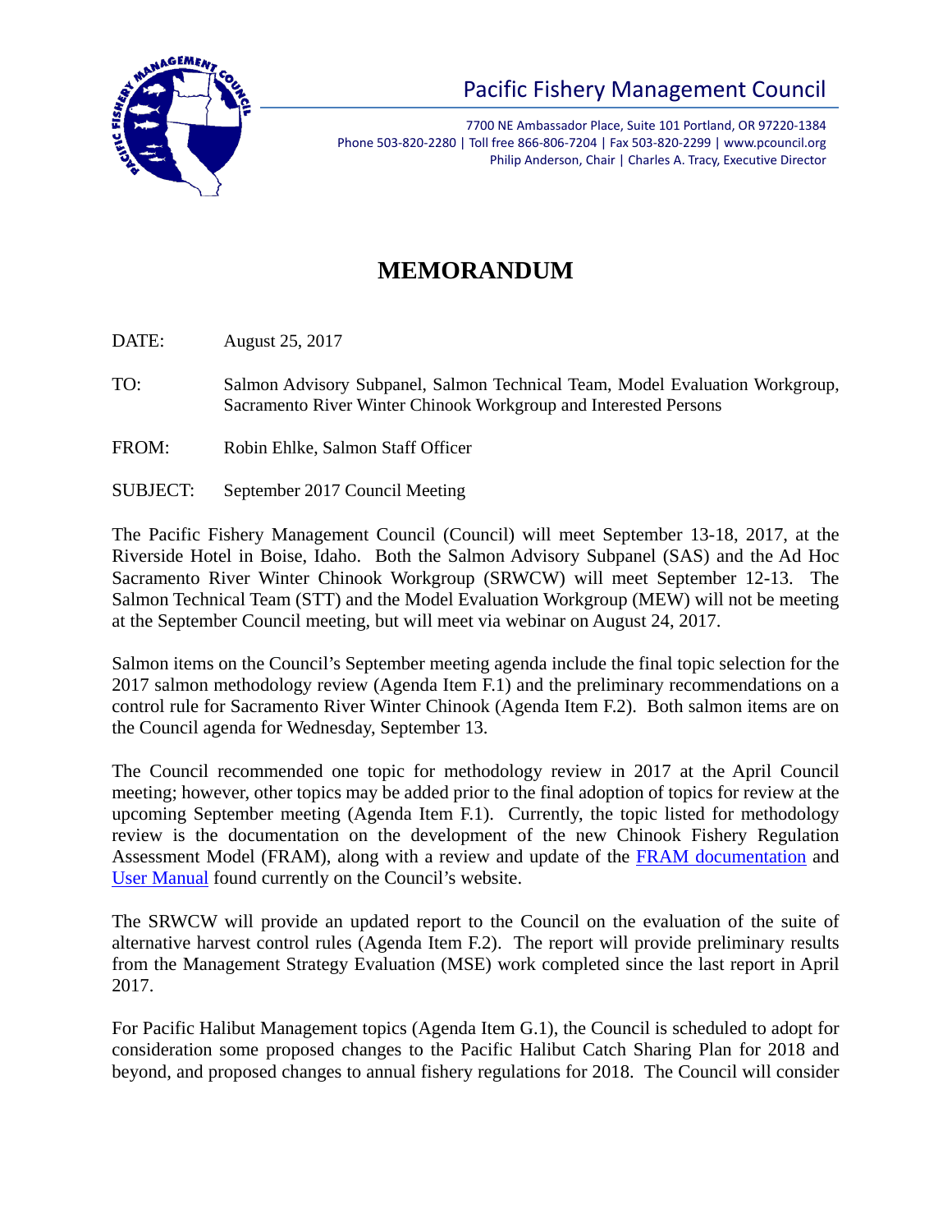# Pacific Fishery Management Council

7700 NE Ambassador Place, Suite 101 Portland, OR 97220-1384
Phone 503-820-2280 | Toll free 866-806-7204 | Fax 503-820-2299 | www.pcouncil.org
Philip Anderson, Chair | Charles A. Tracy, Executive Director

## MEMORANDUM

DATE: August 25, 2017

TO: Salmon Advisory Subpanel, Salmon Technical Team, Model Evaluation Workgroup, Sacramento River Winter Chinook Workgroup and Interested Persons

FROM: Robin Ehlke, Salmon Staff Officer

SUBJECT: September 2017 Council Meeting

The Pacific Fishery Management Council (Council) will meet September 13-18, 2017, at the Riverside Hotel in Boise, Idaho. Both the Salmon Advisory Subpanel (SAS) and the Ad Hoc Sacramento River Winter Chinook Workgroup (SRWCW) will meet September 12-13. The Salmon Technical Team (STT) and the Model Evaluation Workgroup (MEW) will not be meeting at the September Council meeting, but will meet via webinar on August 24, 2017.

Salmon items on the Council's September meeting agenda include the final topic selection for the 2017 salmon methodology review (Agenda Item F.1) and the preliminary recommendations on a control rule for Sacramento River Winter Chinook (Agenda Item F.2). Both salmon items are on the Council agenda for Wednesday, September 13.

The Council recommended one topic for methodology review in 2017 at the April Council meeting; however, other topics may be added prior to the final adoption of topics for review at the upcoming September meeting (Agenda Item F.1). Currently, the topic listed for methodology review is the documentation on the development of the new Chinook Fishery Regulation Assessment Model (FRAM), along with a review and update of the FRAM documentation and User Manual found currently on the Council's website.

The SRWCW will provide an updated report to the Council on the evaluation of the suite of alternative harvest control rules (Agenda Item F.2). The report will provide preliminary results from the Management Strategy Evaluation (MSE) work completed since the last report in April 2017.

For Pacific Halibut Management topics (Agenda Item G.1), the Council is scheduled to adopt for consideration some proposed changes to the Pacific Halibut Catch Sharing Plan for 2018 and beyond, and proposed changes to annual fishery regulations for 2018. The Council will consider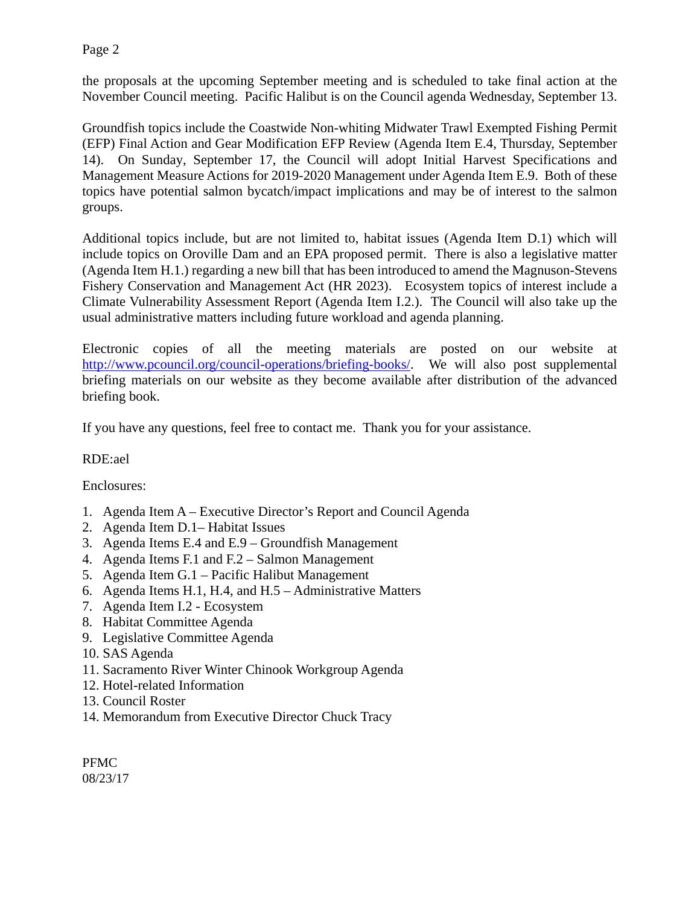the proposals at the upcoming September meeting and is scheduled to take final action at the November Council meeting. Pacific Halibut is on the Council agenda Wednesday, September 13.

Groundfish topics include the Coastwide Non-whiting Midwater Trawl Exempted Fishing Permit (EFP) Final Action and Gear Modification EFP Review (Agenda Item E.4, Thursday, September 14). On Sunday, September 17, the Council will adopt Initial Harvest Specifications and Management Measure Actions for 2019-2020 Management under Agenda Item E.9. Both of these topics have potential salmon bycatch/impact implications and may be of interest to the salmon groups.

Additional topics include, but are not limited to, habitat issues (Agenda Item D.1) which will include topics on Oroville Dam and an EPA proposed permit. There is also a legislative matter (Agenda Item H.1.) regarding a new bill that has been introduced to amend the Magnuson-Stevens Fishery Conservation and Management Act (HR 2023). Ecosystem topics of interest include a Climate Vulnerability Assessment Report (Agenda Item I.2.). The Council will also take up the usual administrative matters including future workload and agenda planning.

Electronic copies of all the meeting materials are posted on our website at http://www.pcouncil.org/council-operations/briefing-books/. We will also post supplemental briefing materials on our website as they become available after distribution of the advanced briefing book.

If you have any questions, feel free to contact me. Thank you for your assistance.

RDE:ael

Enclosures:

1. Agenda Item A – Executive Director's Report and Council Agenda
2. Agenda Item D.1– Habitat Issues
3. Agenda Items E.4 and E.9 – Groundfish Management
4. Agenda Items F.1 and F.2 – Salmon Management
5. Agenda Item G.1 – Pacific Halibut Management
6. Agenda Items H.1, H.4, and H.5 – Administrative Matters
7. Agenda Item I.2 - Ecosystem
8. Habitat Committee Agenda
9. Legislative Committee Agenda
10. SAS Agenda
11. Sacramento River Winter Chinook Workgroup Agenda
12. Hotel-related Information
13. Council Roster
14. Memorandum from Executive Director Chuck Tracy

PFMC
08/23/17